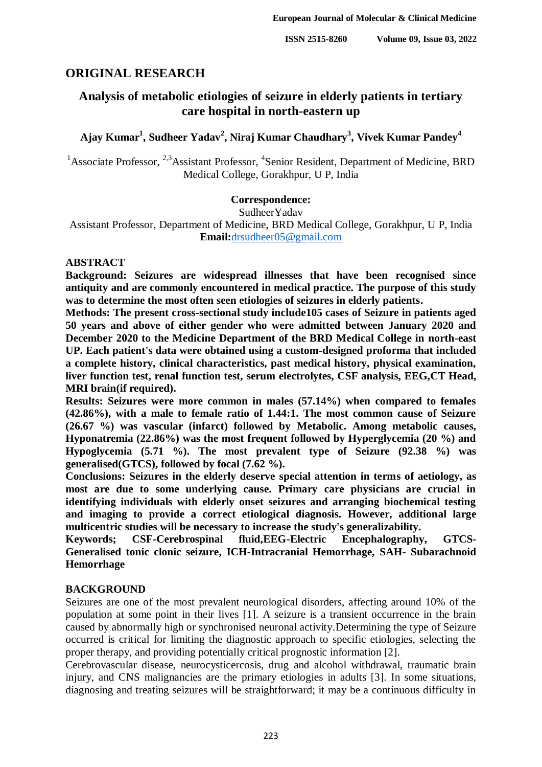## ORIGINAL RESEARCH

# Analysis of metabolic etiologies of seizure in elderly patients in tertiary care hospital in north-eastern up

**Ajay Kumar[1], Sudheer Yadav[2], Niraj Kumar Chaudhary[3], Vivek Kumar Pandey[4]**

[1]Associate Professor, [2,3]Assistant Professor, [4]Senior Resident, Department of Medicine, BRD Medical College, Gorakhpur, U P, India

**Correspondence:**
SudheerYadav
Assistant Professor, Department of Medicine, BRD Medical College, Gorakhpur, U P, India
**Email:**drsudheer05@gmail.com

## ABSTRACT

**Background: Seizures are widespread illnesses that have been recognised since antiquity and are commonly encountered in medical practice. The purpose of this study was to determine the most often seen etiologies of seizures in elderly patients.**

**Methods: The present cross-sectional study include105 cases of Seizure in patients aged 50 years and above of either gender who were admitted between January 2020 and December 2020 to the Medicine Department of the BRD Medical College in north-east UP. Each patient's data were obtained using a custom-designed proforma that included a complete history, clinical characteristics, past medical history, physical examination, liver function test, renal function test, serum electrolytes, CSF analysis, EEG,CT Head, MRI brain(if required).**

**Results: Seizures were more common in males (57.14%) when compared to females (42.86%), with a male to female ratio of 1.44:1. The most common cause of Seizure (26.67 %) was vascular (infarct) followed by Metabolic. Among metabolic causes, Hyponatremia (22.86%) was the most frequent followed by Hyperglycemia (20 %) and Hypoglycemia (5.71 %). The most prevalent type of Seizure (92.38 %) was generalised(GTCS), followed by focal (7.62 %).**

**Conclusions: Seizures in the elderly deserve special attention in terms of aetiology, as most are due to some underlying cause. Primary care physicians are crucial in identifying individuals with elderly onset seizures and arranging biochemical testing and imaging to provide a correct etiological diagnosis. However, additional large multicentric studies will be necessary to increase the study's generalizability.**

**Keywords; CSF-Cerebrospinal fluid,EEG-Electric Encephalography, GTCS-Generalised tonic clonic seizure, ICH-Intracranial Hemorrhage, SAH- Subarachnoid Hemorrhage**

## BACKGROUND

Seizures are one of the most prevalent neurological disorders, affecting around 10% of the population at some point in their lives [1]. A seizure is a transient occurrence in the brain caused by abnormally high or synchronised neuronal activity.Determining the type of Seizure occurred is critical for limiting the diagnostic approach to specific etiologies, selecting the proper therapy, and providing potentially critical prognostic information [2].

Cerebrovascular disease, neurocysticercosis, drug and alcohol withdrawal, traumatic brain injury, and CNS malignancies are the primary etiologies in adults [3]. In some situations, diagnosing and treating seizures will be straightforward; it may be a continuous difficulty in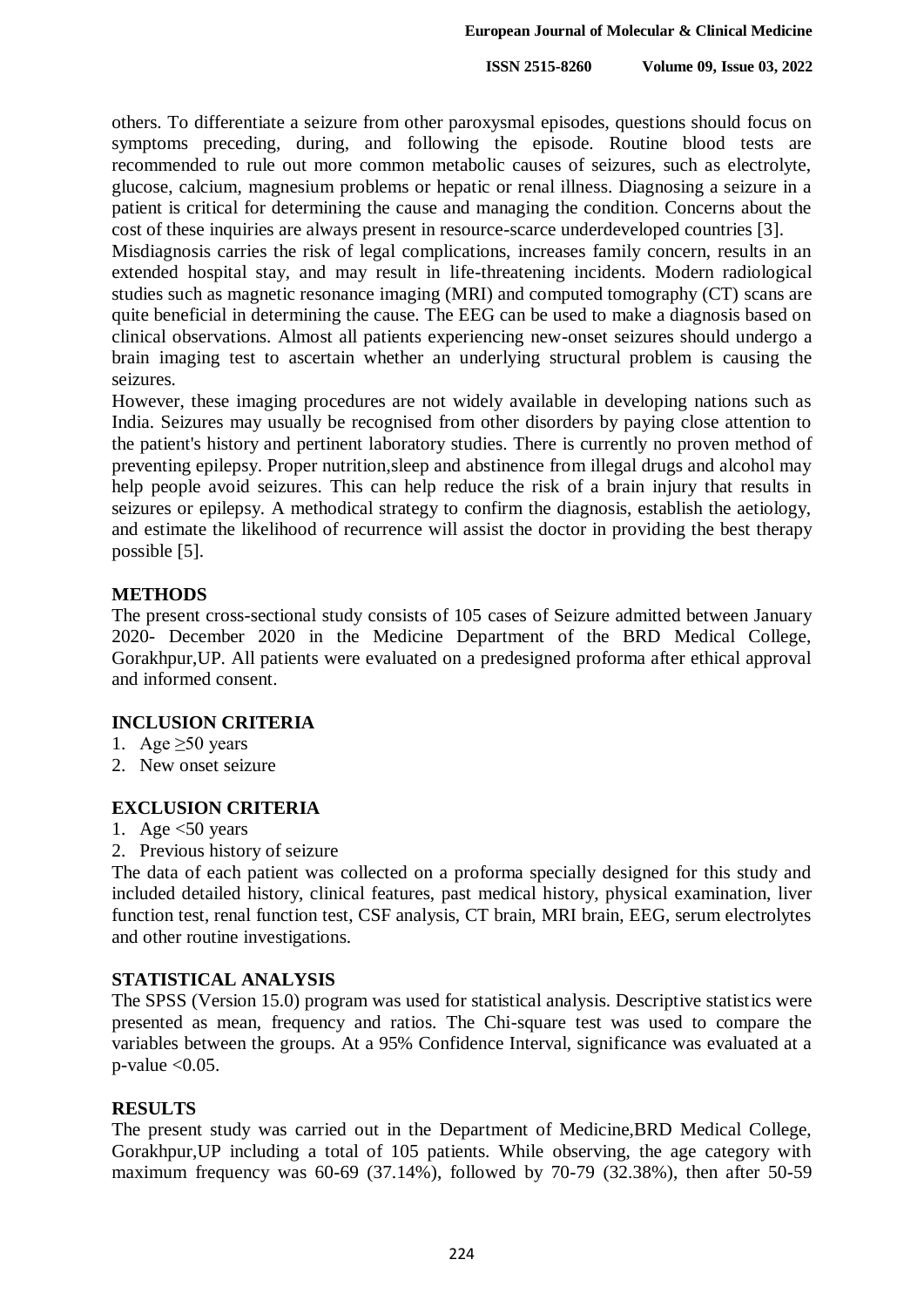others. To differentiate a seizure from other paroxysmal episodes, questions should focus on symptoms preceding, during, and following the episode. Routine blood tests are recommended to rule out more common metabolic causes of seizures, such as electrolyte, glucose, calcium, magnesium problems or hepatic or renal illness. Diagnosing a seizure in a patient is critical for determining the cause and managing the condition. Concerns about the cost of these inquiries are always present in resource-scarce underdeveloped countries [3].

Misdiagnosis carries the risk of legal complications, increases family concern, results in an extended hospital stay, and may result in life-threatening incidents. Modern radiological studies such as magnetic resonance imaging (MRI) and computed tomography (CT) scans are quite beneficial in determining the cause. The EEG can be used to make a diagnosis based on clinical observations. Almost all patients experiencing new-onset seizures should undergo a brain imaging test to ascertain whether an underlying structural problem is causing the seizures.

However, these imaging procedures are not widely available in developing nations such as India. Seizures may usually be recognised from other disorders by paying close attention to the patient's history and pertinent laboratory studies. There is currently no proven method of preventing epilepsy. Proper nutrition,sleep and abstinence from illegal drugs and alcohol may help people avoid seizures. This can help reduce the risk of a brain injury that results in seizures or epilepsy. A methodical strategy to confirm the diagnosis, establish the aetiology, and estimate the likelihood of recurrence will assist the doctor in providing the best therapy possible [5].

## METHODS

The present cross-sectional study consists of 105 cases of Seizure admitted between January 2020- December 2020 in the Medicine Department of the BRD Medical College, Gorakhpur,UP. All patients were evaluated on a predesigned proforma after ethical approval and informed consent.

## INCLUSION CRITERIA

1. Age ≥50 years
2. New onset seizure

## EXCLUSION CRITERIA

1. Age <50 years
2. Previous history of seizure

The data of each patient was collected on a proforma specially designed for this study and included detailed history, clinical features, past medical history, physical examination, liver function test, renal function test, CSF analysis, CT brain, MRI brain, EEG, serum electrolytes and other routine investigations.

## STATISTICAL ANALYSIS

The SPSS (Version 15.0) program was used for statistical analysis. Descriptive statistics were presented as mean, frequency and ratios. The Chi-square test was used to compare the variables between the groups. At a 95% Confidence Interval, significance was evaluated at a p-value <0.05.

## RESULTS

The present study was carried out in the Department of Medicine,BRD Medical College, Gorakhpur,UP including a total of 105 patients. While observing, the age category with maximum frequency was 60-69 (37.14%), followed by 70-79 (32.38%), then after 50-59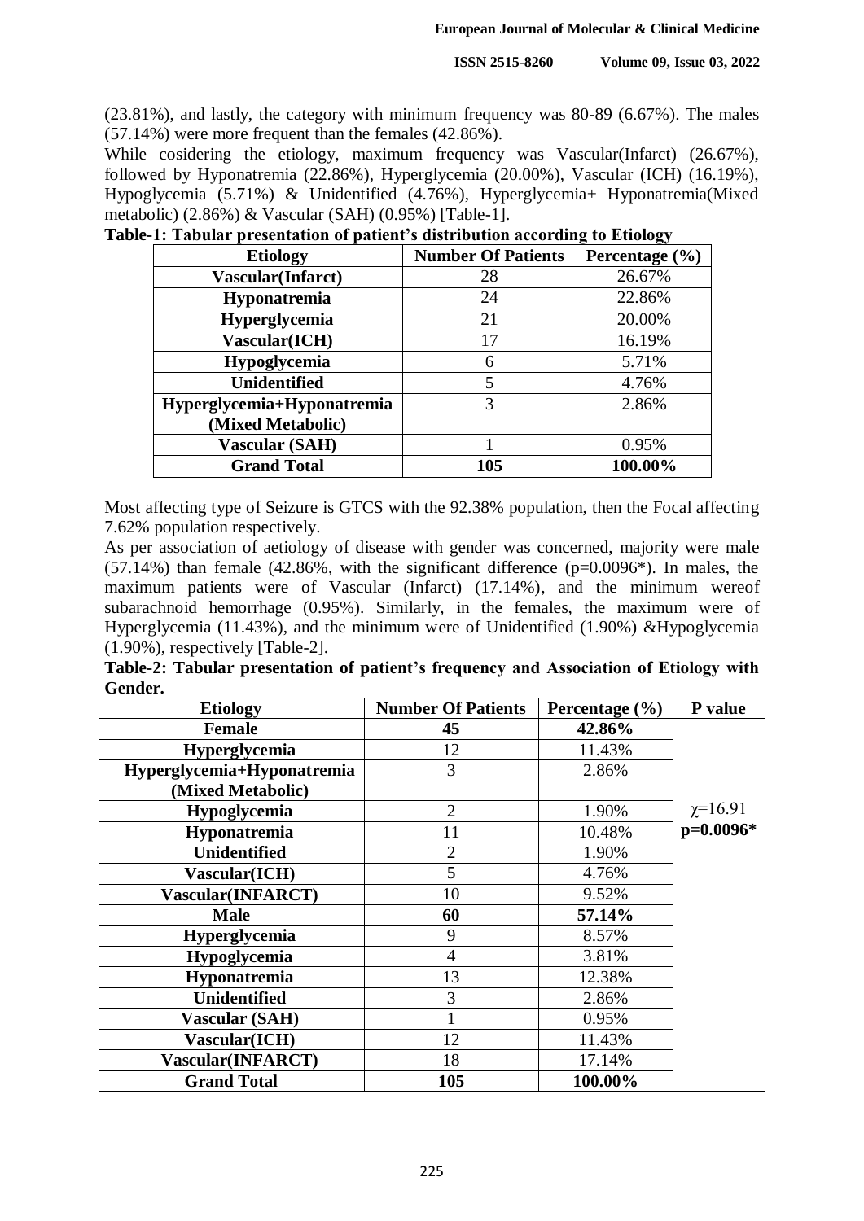(23.81%), and lastly, the category with minimum frequency was 80-89 (6.67%). The males (57.14%) were more frequent than the females (42.86%).

While cosidering the etiology, maximum frequency was Vascular(Infarct) (26.67%), followed by Hyponatremia (22.86%), Hyperglycemia (20.00%), Vascular (ICH) (16.19%), Hypoglycemia (5.71%) & Unidentified (4.76%), Hyperglycemia+ Hyponatremia(Mixed metabolic) (2.86%) & Vascular (SAH) (0.95%) [Table-1].

**Table-1: Tabular presentation of patient's distribution according to Etiology**

| Etiology | Number Of Patients | Percentage (%) |
|---|---|---|
| **Vascular(Infarct)** | 28 | 26.67% |
| **Hyponatremia** | 24 | 22.86% |
| **Hyperglycemia** | 21 | 20.00% |
| **Vascular(ICH)** | 17 | 16.19% |
| **Hypoglycemia** | 6 | 5.71% |
| **Unidentified** | 5 | 4.76% |
| **Hyperglycemia+Hyponatremia (Mixed Metabolic)** | 3 | 2.86% |
| **Vascular (SAH)** | 1 | 0.95% |
| **Grand Total** | **105** | **100.00%** |

Most affecting type of Seizure is GTCS with the 92.38% population, then the Focal affecting 7.62% population respectively.

As per association of aetiology of disease with gender was concerned, majority were male (57.14%) than female (42.86%, with the significant difference (p=0.0096*). In males, the maximum patients were of Vascular (Infarct) (17.14%), and the minimum wereof subarachnoid hemorrhage (0.95%). Similarly, in the females, the maximum were of Hyperglycemia (11.43%), and the minimum were of Unidentified (1.90%) &Hypoglycemia (1.90%), respectively [Table-2].

**Table-2: Tabular presentation of patient's frequency and Association of Etiology with Gender.**

| Etiology | Number Of Patients | Percentage (%) | P value |
|---|---|---|---|
| **Female** | **45** | **42.86%** | $\chi$=16.91 **p=0.0096*** |
| **Hyperglycemia** | 12 | 11.43% | |
| **Hyperglycemia+Hyponatremia (Mixed Metabolic)** | 3 | 2.86% | |
| **Hypoglycemia** | 2 | 1.90% | |
| **Hyponatremia** | 11 | 10.48% | |
| **Unidentified** | 2 | 1.90% | |
| **Vascular(ICH)** | 5 | 4.76% | |
| **Vascular(INFARCT)** | 10 | 9.52% | |
| **Male** | **60** | **57.14%** | |
| **Hyperglycemia** | 9 | 8.57% | |
| **Hypoglycemia** | 4 | 3.81% | |
| **Hyponatremia** | 13 | 12.38% | |
| **Unidentified** | 3 | 2.86% | |
| **Vascular (SAH)** | 1 | 0.95% | |
| **Vascular(ICH)** | 12 | 11.43% | |
| **Vascular(INFARCT)** | 18 | 17.14% | |
| **Grand Total** | **105** | **100.00%** | |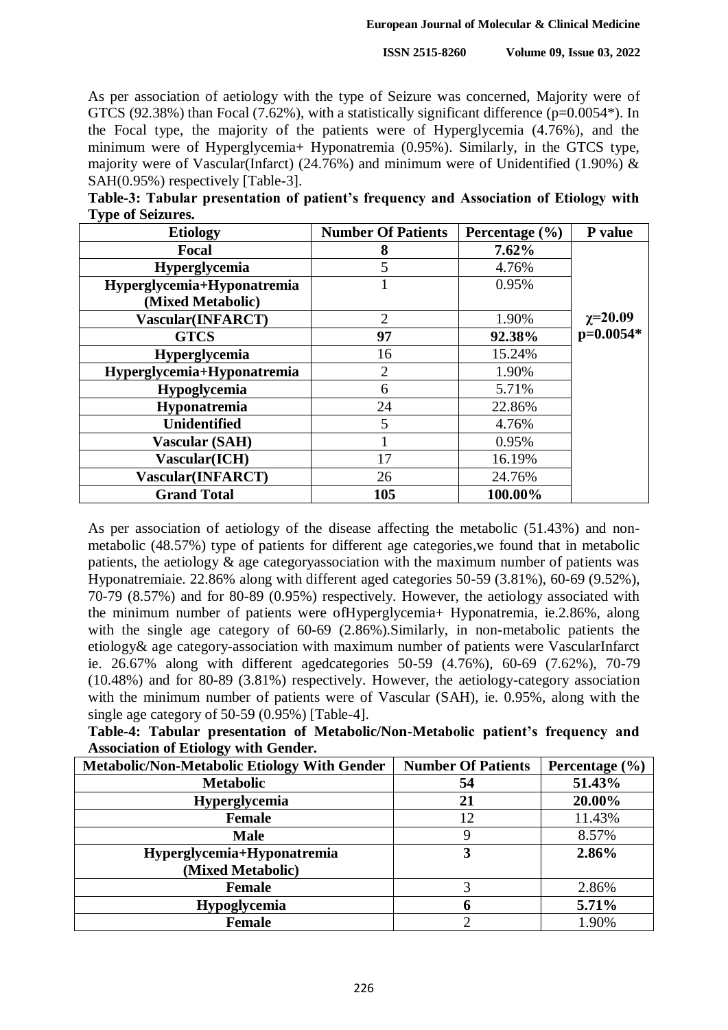As per association of aetiology with the type of Seizure was concerned, Majority were of GTCS (92.38%) than Focal (7.62%), with a statistically significant difference (p=0.0054*). In the Focal type, the majority of the patients were of Hyperglycemia (4.76%), and the minimum were of Hyperglycemia+ Hyponatremia (0.95%). Similarly, in the GTCS type, majority were of Vascular(Infarct) (24.76%) and minimum were of Unidentified (1.90%) & SAH(0.95%) respectively [Table-3].

**Table-3: Tabular presentation of patient's frequency and Association of Etiology with Type of Seizures.**

| Etiology | Number Of Patients | Percentage (%) | P value |
|---|---|---|---|
| **Focal** | **8** | **7.62%** | $\chi$=20.09 p=0.0054* |
| **Hyperglycemia** | 5 | 4.76% | |
| **Hyperglycemia+Hyponatremia (Mixed Metabolic)** | 1 | 0.95% | |
| **Vascular(INFARCT)** | 2 | 1.90% | |
| **GTCS** | **97** | **92.38%** | |
| **Hyperglycemia** | 16 | 15.24% | |
| **Hyperglycemia+Hyponatremia** | 2 | 1.90% | |
| **Hypoglycemia** | 6 | 5.71% | |
| **Hyponatremia** | 24 | 22.86% | |
| **Unidentified** | 5 | 4.76% | |
| **Vascular (SAH)** | 1 | 0.95% | |
| **Vascular(ICH)** | 17 | 16.19% | |
| **Vascular(INFARCT)** | 26 | 24.76% | |
| **Grand Total** | **105** | **100.00%** | |

As per association of aetiology of the disease affecting the metabolic (51.43%) and non-metabolic (48.57%) type of patients for different age categories,we found that in metabolic patients, the aetiology & age categoryassociation with the maximum number of patients was Hyponatremiaie. 22.86% along with different aged categories 50-59 (3.81%), 60-69 (9.52%), 70-79 (8.57%) and for 80-89 (0.95%) respectively. However, the aetiology associated with the minimum number of patients were ofHyperglycemia+ Hyponatremia, ie.2.86%, along with the single age category of 60-69 (2.86%).Similarly, in non-metabolic patients the etiology& age category-association with maximum number of patients were VascularInfarct ie. 26.67% along with different agedcategories 50-59 (4.76%), 60-69 (7.62%), 70-79 (10.48%) and for 80-89 (3.81%) respectively. However, the aetiology-category association with the minimum number of patients were of Vascular (SAH), ie. 0.95%, along with the single age category of 50-59 (0.95%) [Table-4].

**Table-4: Tabular presentation of Metabolic/Non-Metabolic patient's frequency and Association of Etiology with Gender.**

| Metabolic/Non-Metabolic Etiology With Gender | Number Of Patients | Percentage (%) |
|---|---|---|
| **Metabolic** | **54** | **51.43%** |
| **Hyperglycemia** | **21** | **20.00%** |
| **Female** | 12 | 11.43% |
| **Male** | 9 | 8.57% |
| **Hyperglycemia+Hyponatremia (Mixed Metabolic)** | **3** | **2.86%** |
| **Female** | 3 | 2.86% |
| **Hypoglycemia** | **6** | **5.71%** |
| **Female** | 2 | 1.90% |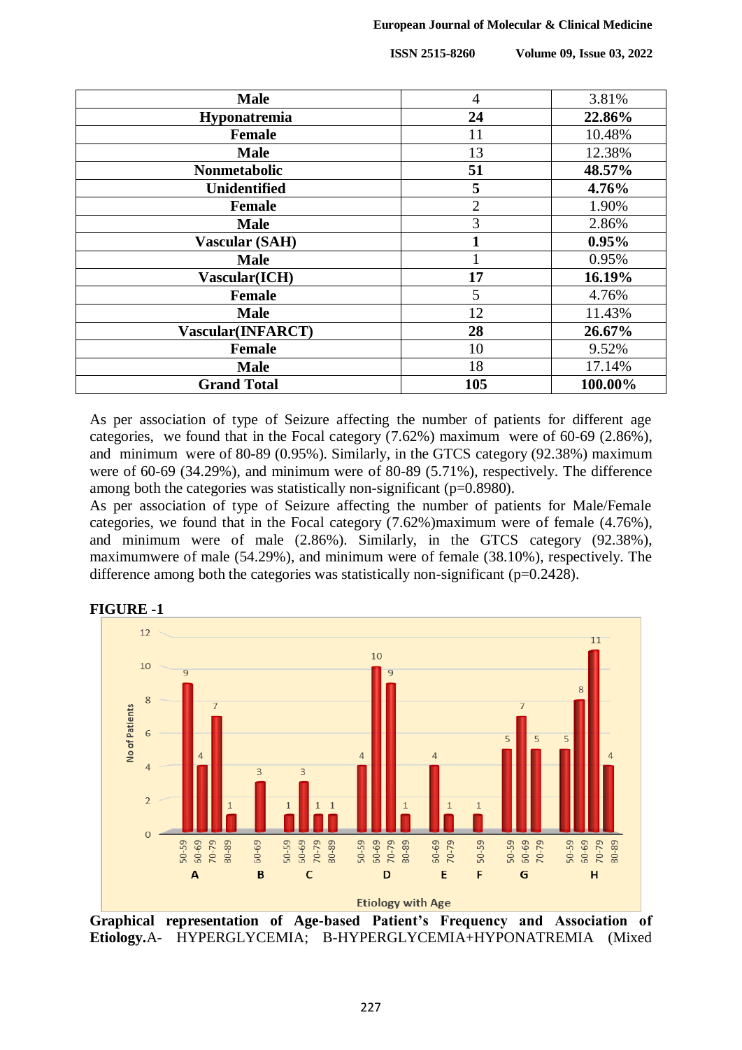| Male | 4 | 3.81% |
|---|---|---|
| **Hyponatremia** | **24** | **22.86%** |
| Female | 11 | 10.48% |
| Male | 13 | 12.38% |
| **Nonmetabolic** | **51** | **48.57%** |
| **Unidentified** | **5** | **4.76%** |
| Female | 2 | 1.90% |
| Male | 3 | 2.86% |
| **Vascular (SAH)** | **1** | **0.95%** |
| Male | 1 | 0.95% |
| **Vascular(ICH)** | **17** | **16.19%** |
| Female | 5 | 4.76% |
| Male | 12 | 11.43% |
| **Vascular(INFARCT)** | **28** | **26.67%** |
| Female | 10 | 9.52% |
| Male | 18 | 17.14% |
| **Grand Total** | **105** | **100.00%** |

As per association of type of Seizure affecting the number of patients for different age categories, we found that in the Focal category (7.62%) maximum were of 60-69 (2.86%), and minimum were of 80-89 (0.95%). Similarly, in the GTCS category (92.38%) maximum were of 60-69 (34.29%), and minimum were of 80-89 (5.71%), respectively. The difference among both the categories was statistically non-significant (p=0.8980).

As per association of type of Seizure affecting the number of patients for Male/Female categories, we found that in the Focal category (7.62%)maximum were of female (4.76%), and minimum were of male (2.86%). Similarly, in the GTCS category (92.38%), maximumwere of male (54.29%), and minimum were of female (38.10%), respectively. The difference among both the categories was statistically non-significant (p=0.2428).

**FIGURE -1**

**Graphical representation of Age-based Patient's Frequency and Association of Etiology.**A- HYPERGLYCEMIA; B-HYPERGLYCEMIA+HYPONATREMIA (Mixed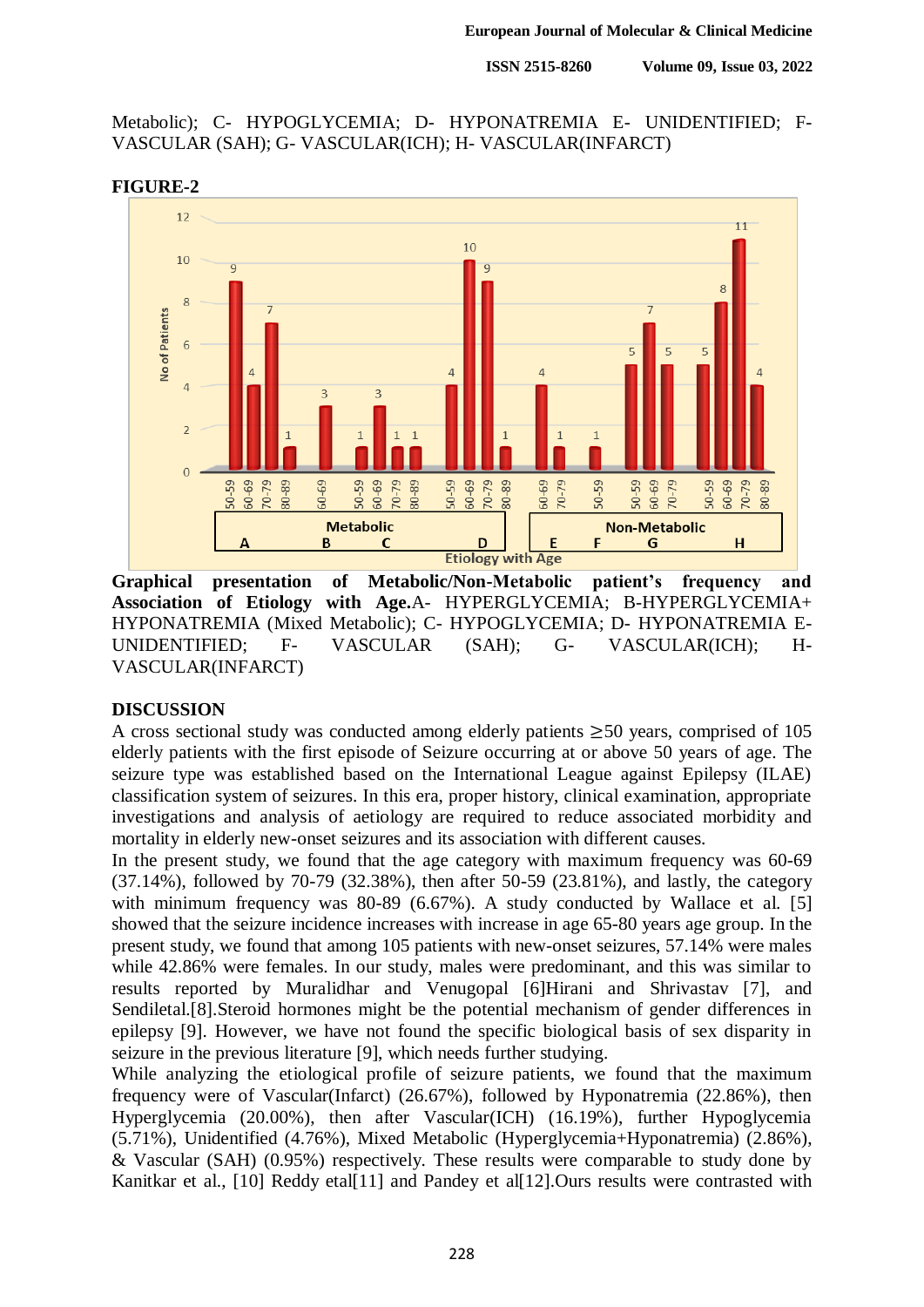Metabolic); C- HYPOGLYCEMIA; D- HYPONATREMIA E- UNIDENTIFIED; F- VASCULAR (SAH); G- VASCULAR(ICH); H- VASCULAR(INFARCT)

**FIGURE-2**

**Graphical presentation of Metabolic/Non-Metabolic patient's frequency and Association of Etiology with Age.** A- HYPERGLYCEMIA; B-HYPERGLYCEMIA+ HYPONATREMIA (Mixed Metabolic); C- HYPOGLYCEMIA; D- HYPONATREMIA E- UNIDENTIFIED; F- VASCULAR (SAH); G- VASCULAR(ICH); H- VASCULAR(INFARCT)

## DISCUSSION

A cross sectional study was conducted among elderly patients ≥50 years, comprised of 105 elderly patients with the first episode of Seizure occurring at or above 50 years of age. The seizure type was established based on the International League against Epilepsy (ILAE) classification system of seizures. In this era, proper history, clinical examination, appropriate investigations and analysis of aetiology are required to reduce associated morbidity and mortality in elderly new-onset seizures and its association with different causes.

In the present study, we found that the age category with maximum frequency was 60-69 (37.14%), followed by 70-79 (32.38%), then after 50-59 (23.81%), and lastly, the category with minimum frequency was 80-89 (6.67%). A study conducted by Wallace et al. [5] showed that the seizure incidence increases with increase in age 65-80 years age group. In the present study, we found that among 105 patients with new-onset seizures, 57.14% were males while 42.86% were females. In our study, males were predominant, and this was similar to results reported by Muralidhar and Venugopal [6]Hirani and Shrivastav [7], and Sendiletal.[8].Steroid hormones might be the potential mechanism of gender differences in epilepsy [9]. However, we have not found the specific biological basis of sex disparity in seizure in the previous literature [9], which needs further studying.

While analyzing the etiological profile of seizure patients, we found that the maximum frequency were of Vascular(Infarct) (26.67%), followed by Hyponatremia (22.86%), then Hyperglycemia (20.00%), then after Vascular(ICH) (16.19%), further Hypoglycemia (5.71%), Unidentified (4.76%), Mixed Metabolic (Hyperglycemia+Hyponatremia) (2.86%), & Vascular (SAH) (0.95%) respectively. These results were comparable to study done by Kanitkar et al., [10] Reddy etal[11] and Pandey et al[12].Ours results were contrasted with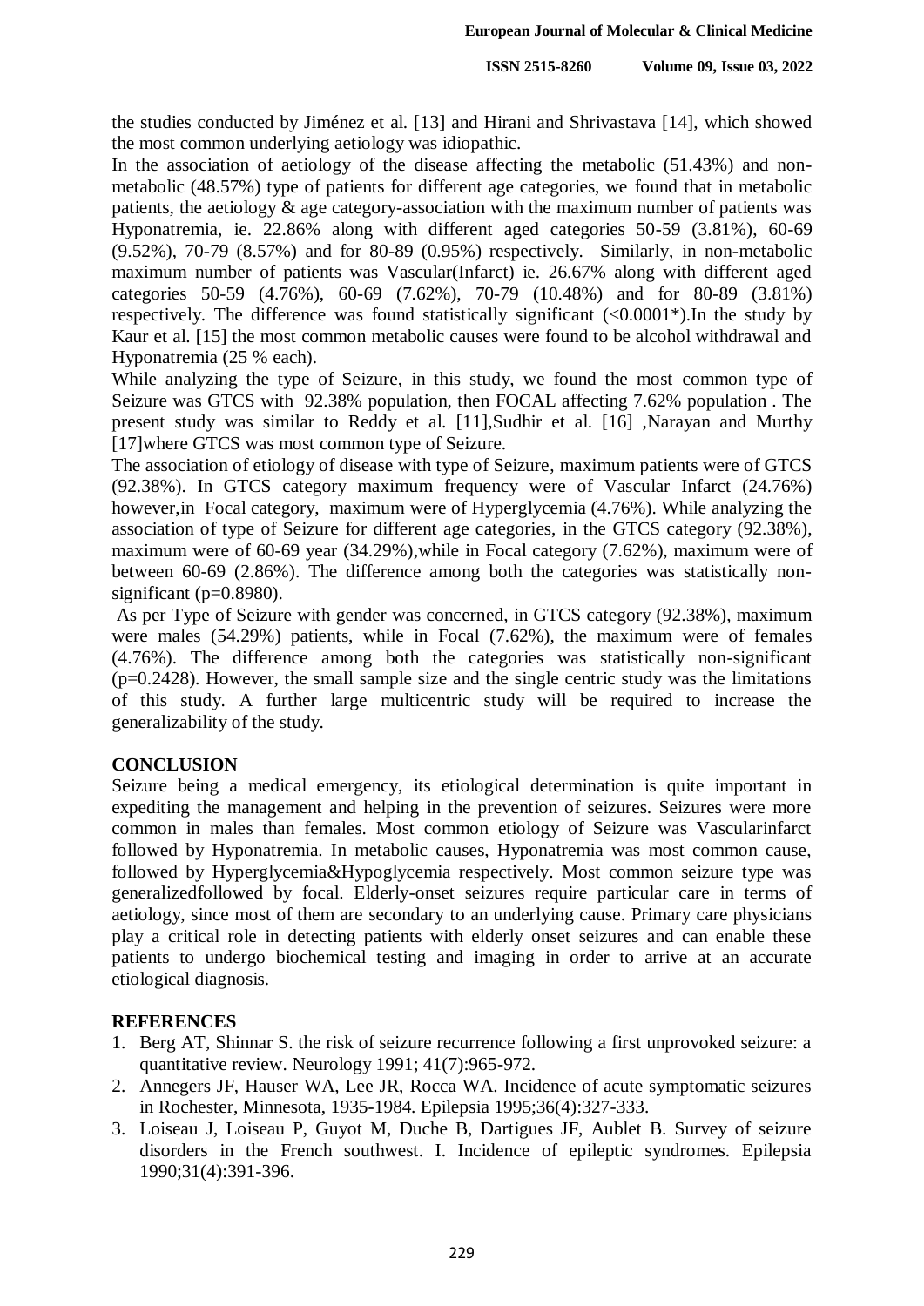the studies conducted by Jiménez et al. [13] and Hirani and Shrivastava [14], which showed the most common underlying aetiology was idiopathic.

In the association of aetiology of the disease affecting the metabolic (51.43%) and non-metabolic (48.57%) type of patients for different age categories, we found that in metabolic patients, the aetiology & age category-association with the maximum number of patients was Hyponatremia, ie. 22.86% along with different aged categories 50-59 (3.81%), 60-69 (9.52%), 70-79 (8.57%) and for 80-89 (0.95%) respectively. Similarly, in non-metabolic maximum number of patients was Vascular(Infarct) ie. 26.67% along with different aged categories 50-59 (4.76%), 60-69 (7.62%), 70-79 (10.48%) and for 80-89 (3.81%) respectively. The difference was found statistically significant (<0.0001*).In the study by Kaur et al. [15] the most common metabolic causes were found to be alcohol withdrawal and Hyponatremia (25 % each).

While analyzing the type of Seizure, in this study, we found the most common type of Seizure was GTCS with 92.38% population, then FOCAL affecting 7.62% population . The present study was similar to Reddy et al. [11],Sudhir et al. [16] ,Narayan and Murthy [17]where GTCS was most common type of Seizure.

The association of etiology of disease with type of Seizure, maximum patients were of GTCS (92.38%). In GTCS category maximum frequency were of Vascular Infarct (24.76%) however,in Focal category, maximum were of Hyperglycemia (4.76%). While analyzing the association of type of Seizure for different age categories, in the GTCS category (92.38%), maximum were of 60-69 year (34.29%),while in Focal category (7.62%), maximum were of between 60-69 (2.86%). The difference among both the categories was statistically non-significant (p=0.8980).

As per Type of Seizure with gender was concerned, in GTCS category (92.38%), maximum were males (54.29%) patients, while in Focal (7.62%), the maximum were of females (4.76%). The difference among both the categories was statistically non-significant (p=0.2428). However, the small sample size and the single centric study was the limitations of this study. A further large multicentric study will be required to increase the generalizability of the study.

## CONCLUSION

Seizure being a medical emergency, its etiological determination is quite important in expediting the management and helping in the prevention of seizures. Seizures were more common in males than females. Most common etiology of Seizure was Vascularinfarct followed by Hyponatremia. In metabolic causes, Hyponatremia was most common cause, followed by Hyperglycemia&Hypoglycemia respectively. Most common seizure type was generalizedfollowed by focal. Elderly-onset seizures require particular care in terms of aetiology, since most of them are secondary to an underlying cause. Primary care physicians play a critical role in detecting patients with elderly onset seizures and can enable these patients to undergo biochemical testing and imaging in order to arrive at an accurate etiological diagnosis.

## REFERENCES

1. Berg AT, Shinnar S. the risk of seizure recurrence following a first unprovoked seizure: a quantitative review. Neurology 1991; 41(7):965-972.
2. Annegers JF, Hauser WA, Lee JR, Rocca WA. Incidence of acute symptomatic seizures in Rochester, Minnesota, 1935-1984. Epilepsia 1995;36(4):327-333.
3. Loiseau J, Loiseau P, Guyot M, Duche B, Dartigues JF, Aublet B. Survey of seizure disorders in the French southwest. I. Incidence of epileptic syndromes. Epilepsia 1990;31(4):391-396.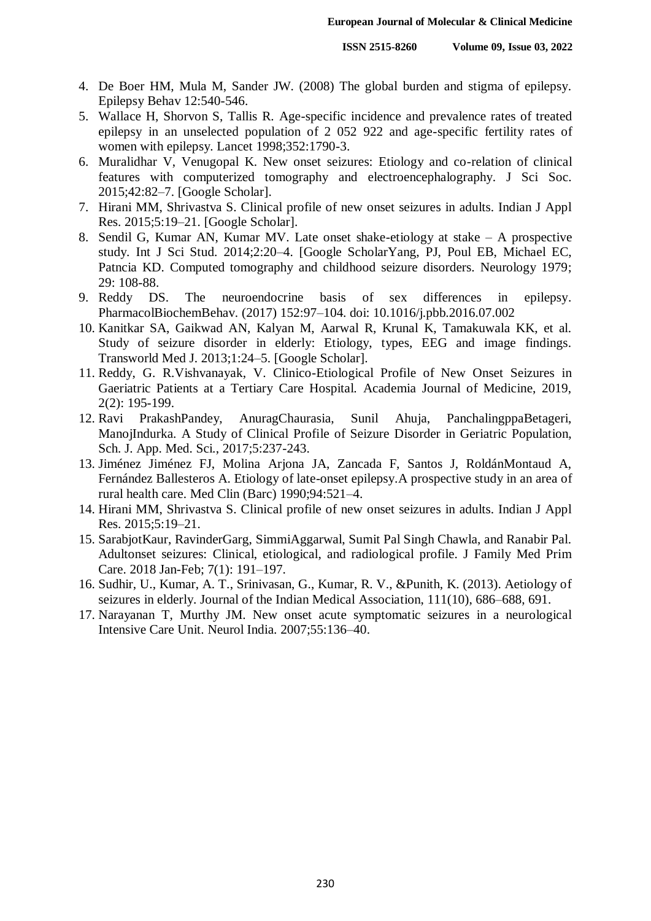4. De Boer HM, Mula M, Sander JW. (2008) The global burden and stigma of epilepsy. Epilepsy Behav 12:540-546.
5. Wallace H, Shorvon S, Tallis R. Age-specific incidence and prevalence rates of treated epilepsy in an unselected population of 2 052 922 and age-specific fertility rates of women with epilepsy. Lancet 1998;352:1790-3.
6. Muralidhar V, Venugopal K. New onset seizures: Etiology and co-relation of clinical features with computerized tomography and electroencephalography. J Sci Soc. 2015;42:82–7. [Google Scholar].
7. Hirani MM, Shrivastva S. Clinical profile of new onset seizures in adults. Indian J Appl Res. 2015;5:19–21. [Google Scholar].
8. Sendil G, Kumar AN, Kumar MV. Late onset shake-etiology at stake – A prospective study. Int J Sci Stud. 2014;2:20–4. [Google ScholarYang, PJ, Poul EB, Michael EC, Patncia KD. Computed tomography and childhood seizure disorders. Neurology 1979; 29: 108-88.
9. Reddy DS. The neuroendocrine basis of sex differences in epilepsy. PharmacolBiochemBehav. (2017) 152:97–104. doi: 10.1016/j.pbb.2016.07.002
10. Kanitkar SA, Gaikwad AN, Kalyan M, Aarwal R, Krunal K, Tamakuwala KK, et al. Study of seizure disorder in elderly: Etiology, types, EEG and image findings. Transworld Med J. 2013;1:24–5. [Google Scholar].
11. Reddy, G. R.Vishvanayak, V. Clinico-Etiological Profile of New Onset Seizures in Gaeriatric Patients at a Tertiary Care Hospital. Academia Journal of Medicine, 2019, 2(2): 195-199.
12. Ravi PrakashPandey, AnuragChaurasia, Sunil Ahuja, PanchalingppaBetageri, ManojIndurka. A Study of Clinical Profile of Seizure Disorder in Geriatric Population, Sch. J. App. Med. Sci., 2017;5:237-243.
13. Jiménez Jiménez FJ, Molina Arjona JA, Zancada F, Santos J, RoldánMontaud A, Fernández Ballesteros A. Etiology of late-onset epilepsy.A prospective study in an area of rural health care. Med Clin (Barc) 1990;94:521–4.
14. Hirani MM, Shrivastva S. Clinical profile of new onset seizures in adults. Indian J Appl Res. 2015;5:19–21.
15. SarabjotKaur, RavinderGarg, SimmiAggarwal, Sumit Pal Singh Chawla, and Ranabir Pal. Adultonset seizures: Clinical, etiological, and radiological profile. J Family Med Prim Care. 2018 Jan-Feb; 7(1): 191–197.
16. Sudhir, U., Kumar, A. T., Srinivasan, G., Kumar, R. V., &Punith, K. (2013). Aetiology of seizures in elderly. Journal of the Indian Medical Association, 111(10), 686–688, 691.
17. Narayanan T, Murthy JM. New onset acute symptomatic seizures in a neurological Intensive Care Unit. Neurol India. 2007;55:136–40.